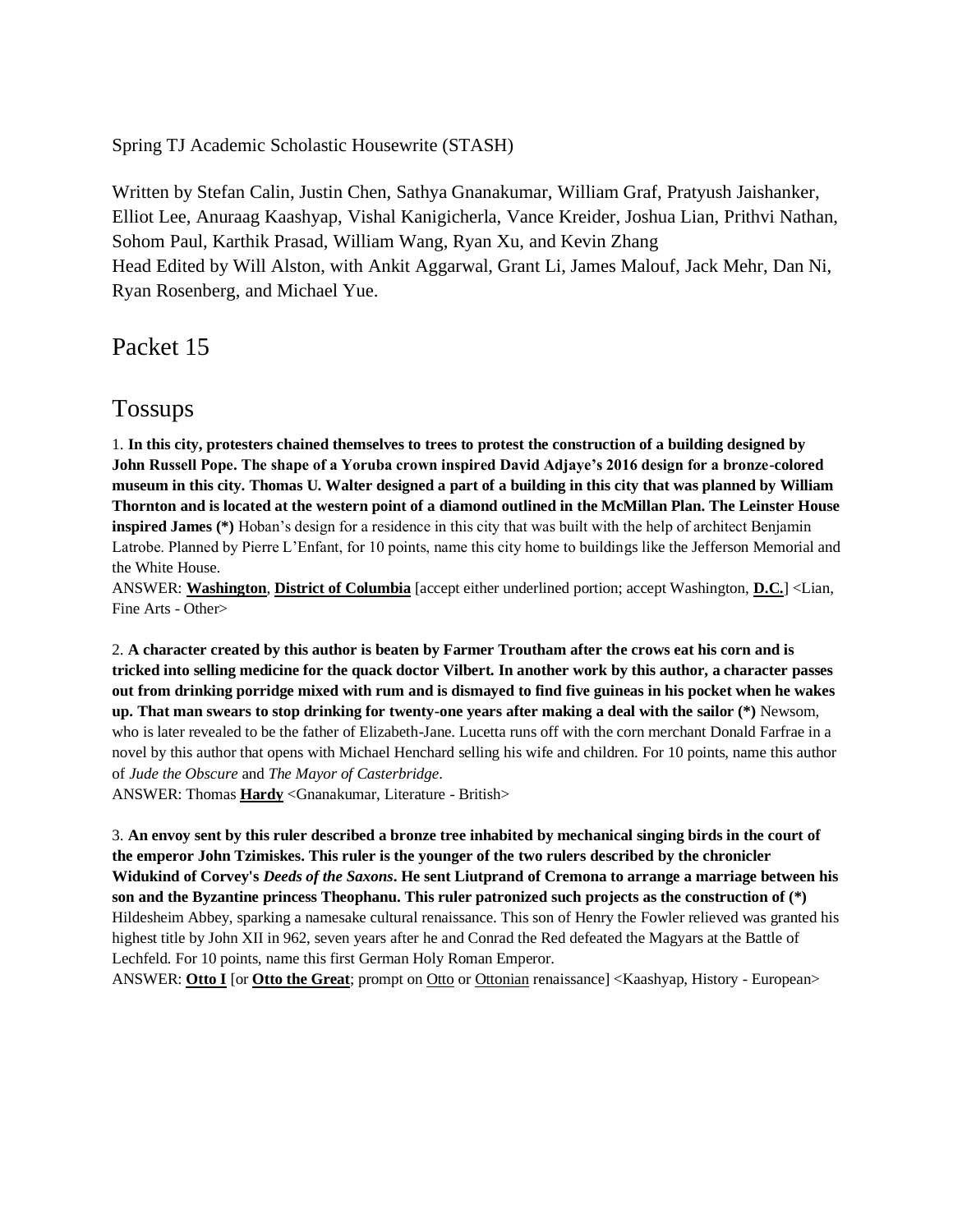Spring TJ Academic Scholastic Housewrite (STASH)

Written by Stefan Calin, Justin Chen, Sathya Gnanakumar, William Graf, Pratyush Jaishanker, Elliot Lee, Anuraag Kaashyap, Vishal Kanigicherla, Vance Kreider, Joshua Lian, Prithvi Nathan, Sohom Paul, Karthik Prasad, William Wang, Ryan Xu, and Kevin Zhang
Head Edited by Will Alston, with Ankit Aggarwal, Grant Li, James Malouf, Jack Mehr, Dan Ni, Ryan Rosenberg, and Michael Yue.

# Packet 15

## Tossups

1. **In this city, protesters chained themselves to trees to protest the construction of a building designed by John Russell Pope. The shape of a Yoruba crown inspired David Adjaye's 2016 design for a bronze-colored museum in this city. Thomas U. Walter designed a part of a building in this city that was planned by William Thornton and is located at the western point of a diamond outlined in the McMillan Plan. The Leinster House inspired James (\*)** Hoban's design for a residence in this city that was built with the help of architect Benjamin Latrobe. Planned by Pierre L'Enfant, for 10 points, name this city home to buildings like the Jefferson Memorial and the White House.
ANSWER: **Washington**, **District of Columbia** [accept either underlined portion; accept Washington, **D.C.**] <Lian, Fine Arts - Other>

2. **A character created by this author is beaten by Farmer Troutham after the crows eat his corn and is tricked into selling medicine for the quack doctor Vilbert. In another work by this author, a character passes out from drinking porridge mixed with rum and is dismayed to find five guineas in his pocket when he wakes up. That man swears to stop drinking for twenty-one years after making a deal with the sailor (\*)** Newsom, who is later revealed to be the father of Elizabeth-Jane. Lucetta runs off with the corn merchant Donald Farfrae in a novel by this author that opens with Michael Henchard selling his wife and children. For 10 points, name this author of *Jude the Obscure* and *The Mayor of Casterbridge*.
ANSWER: Thomas **Hardy** <Gnanakumar, Literature - British>

3. **An envoy sent by this ruler described a bronze tree inhabited by mechanical singing birds in the court of the emperor John Tzimiskes. This ruler is the younger of the two rulers described by the chronicler Widukind of Corvey's *Deeds of the Saxons*. He sent Liutprand of Cremona to arrange a marriage between his son and the Byzantine princess Theophanu. This ruler patronized such projects as the construction of (\*)** Hildesheim Abbey, sparking a namesake cultural renaissance. This son of Henry the Fowler relieved was granted his highest title by John XII in 962, seven years after he and Conrad the Red defeated the Magyars at the Battle of Lechfeld. For 10 points, name this first German Holy Roman Emperor.
ANSWER: **Otto I** [or **Otto the Great**; prompt on Otto or Ottonian renaissance] <Kaashyap, History - European>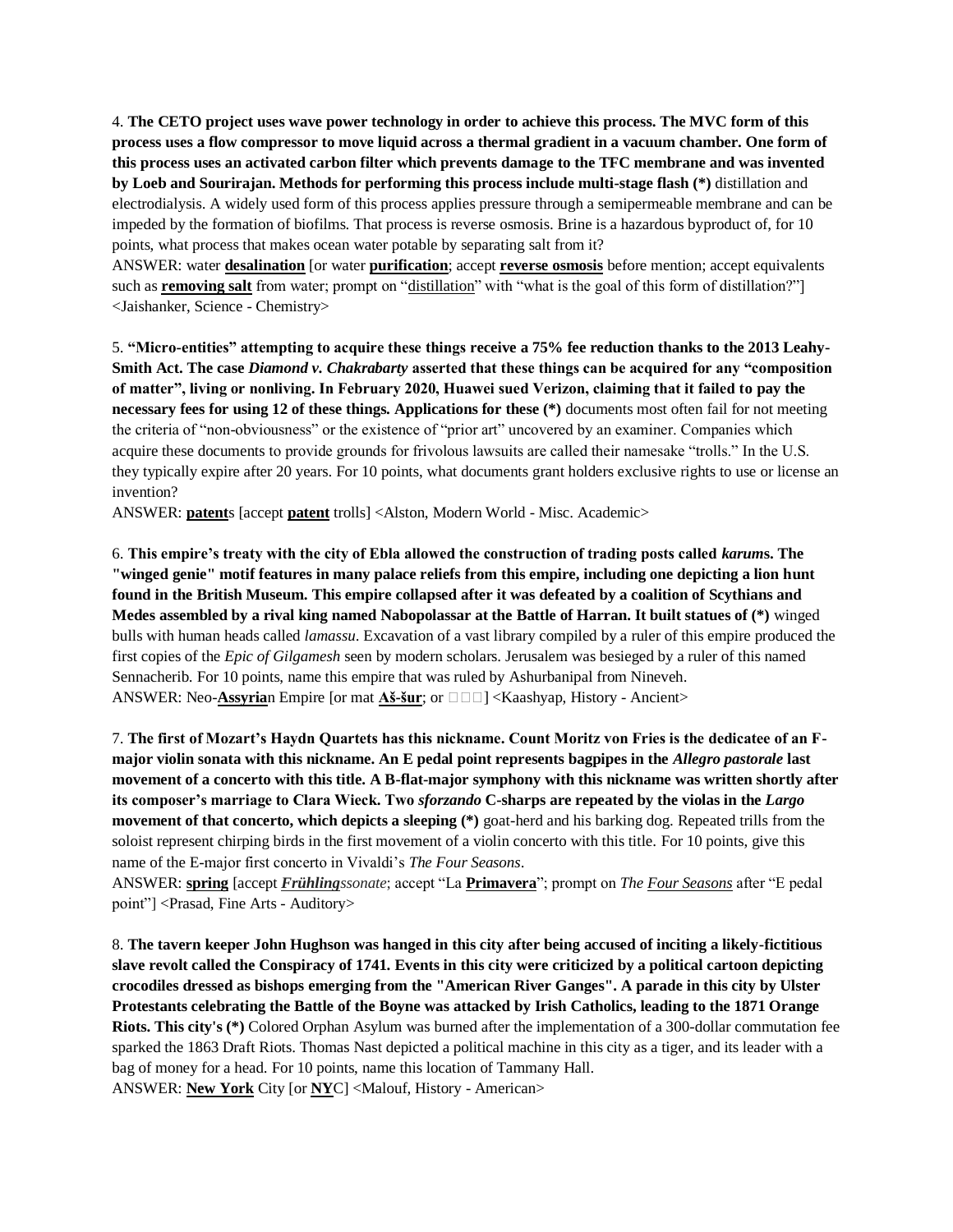4. **The CETO project uses wave power technology in order to achieve this process. The MVC form of this process uses a flow compressor to move liquid across a thermal gradient in a vacuum chamber. One form of this process uses an activated carbon filter which prevents damage to the TFC membrane and was invented by Loeb and Sourirajan. Methods for performing this process include multi-stage flash (*)** distillation and electrodialysis. A widely used form of this process applies pressure through a semipermeable membrane and can be impeded by the formation of biofilms. That process is reverse osmosis. Brine is a hazardous byproduct of, for 10 points, what process that makes ocean water potable by separating salt from it?

ANSWER: water **desalination** [or water **purification**; accept **reverse osmosis** before mention; accept equivalents such as **removing salt** from water; prompt on "distillation" with "what is the goal of this form of distillation?"] <Jaishanker, Science - Chemistry>

5. **"Micro-entities" attempting to acquire these things receive a 75% fee reduction thanks to the 2013 Leahy-Smith Act. The case *Diamond v. Chakrabarty* asserted that these things can be acquired for any "composition of matter", living or nonliving. In February 2020, Huawei sued Verizon, claiming that it failed to pay the necessary fees for using 12 of these things. Applications for these (*)** documents most often fail for not meeting the criteria of "non-obviousness" or the existence of "prior art" uncovered by an examiner. Companies which acquire these documents to provide grounds for frivolous lawsuits are called their namesake "trolls." In the U.S. they typically expire after 20 years. For 10 points, what documents grant holders exclusive rights to use or license an invention?

ANSWER: **patent**s [accept **patent** trolls] <Alston, Modern World - Misc. Academic>

6. **This empire's treaty with the city of Ebla allowed the construction of trading posts called *karum*s. The "winged genie" motif features in many palace reliefs from this empire, including one depicting a lion hunt found in the British Museum. This empire collapsed after it was defeated by a coalition of Scythians and Medes assembled by a rival king named Nabopolassar at the Battle of Harran. It built statues of (*)** winged bulls with human heads called *lamassu*. Excavation of a vast library compiled by a ruler of this empire produced the first copies of the *Epic of Gilgamesh* seen by modern scholars. Jerusalem was besieged by a ruler of this named Sennacherib. For 10 points, name this empire that was ruled by Ashurbanipal from Nineveh.

ANSWER: Neo-**Assyria**n Empire [or mat **Aš-šur**; or □□□] <Kaashyap, History - Ancient>

7. **The first of Mozart's Haydn Quartets has this nickname. Count Moritz von Fries is the dedicatee of an F-major violin sonata with this nickname. An E pedal point represents bagpipes in the *Allegro pastorale* last movement of a concerto with this title. A B-flat-major symphony with this nickname was written shortly after its composer's marriage to Clara Wieck. Two *sforzando* C-sharps are repeated by the violas in the *Largo* movement of that concerto, which depicts a sleeping (*)** goat-herd and his barking dog. Repeated trills from the soloist represent chirping birds in the first movement of a violin concerto with this title. For 10 points, give this name of the E-major first concerto in Vivaldi's *The Four Seasons*.

ANSWER: **spring** [accept ***Frühling****ssonate*; accept "La **Primavera**"; prompt on *The Four Seasons* after "E pedal point"] <Prasad, Fine Arts - Auditory>

8. **The tavern keeper John Hughson was hanged in this city after being accused of inciting a likely-fictitious slave revolt called the Conspiracy of 1741. Events in this city were criticized by a political cartoon depicting crocodiles dressed as bishops emerging from the "American River Ganges". A parade in this city by Ulster Protestants celebrating the Battle of the Boyne was attacked by Irish Catholics, leading to the 1871 Orange Riots. This city's (*)** Colored Orphan Asylum was burned after the implementation of a 300-dollar commutation fee sparked the 1863 Draft Riots. Thomas Nast depicted a political machine in this city as a tiger, and its leader with a bag of money for a head. For 10 points, name this location of Tammany Hall.

ANSWER: **New York** City [or **NY**C] <Malouf, History - American>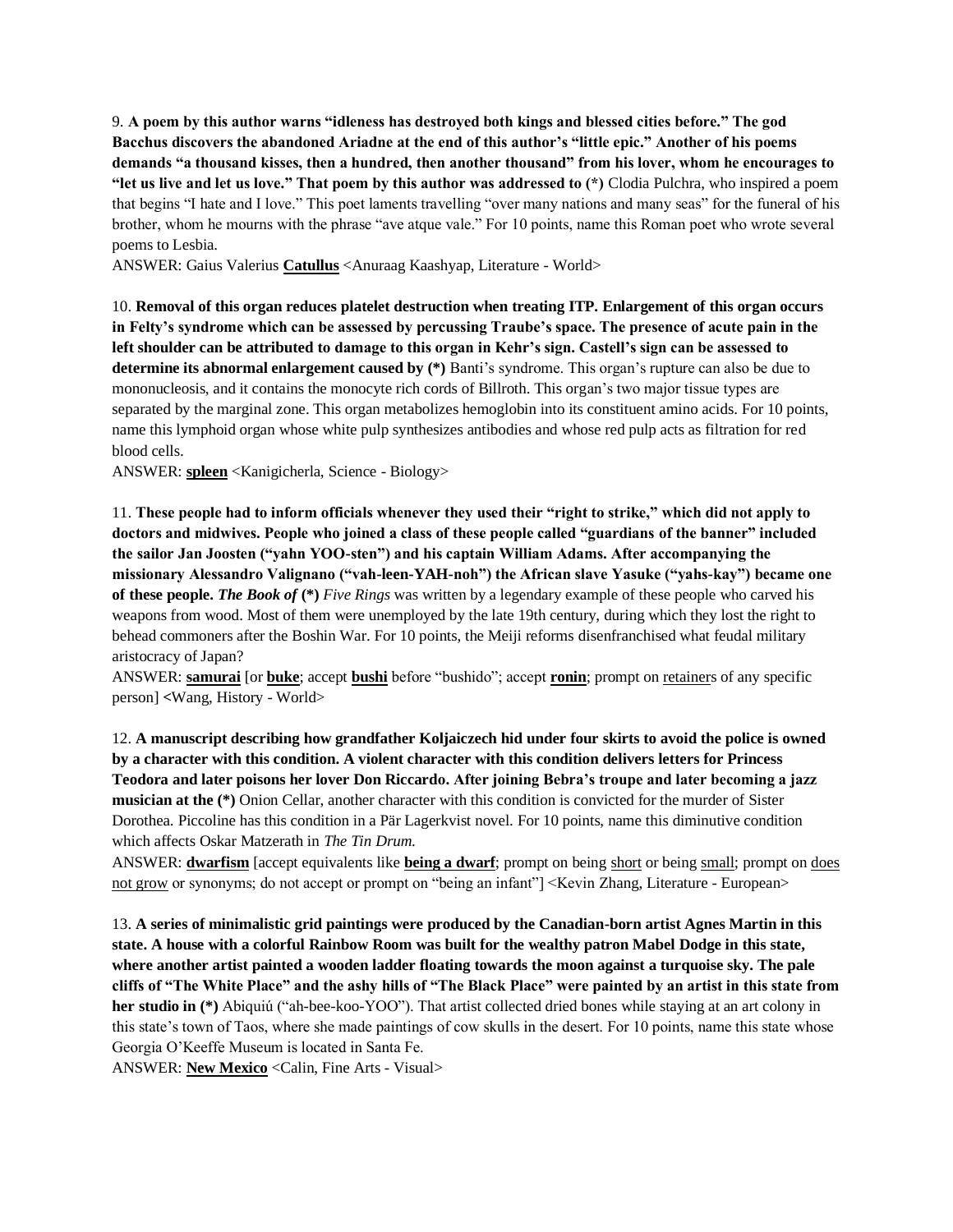9. **A poem by this author warns "idleness has destroyed both kings and blessed cities before." The god Bacchus discovers the abandoned Ariadne at the end of this author's "little epic." Another of his poems demands "a thousand kisses, then a hundred, then another thousand" from his lover, whom he encourages to "let us live and let us love." That poem by this author was addressed to (*)** Clodia Pulchra, who inspired a poem that begins "I hate and I love." This poet laments travelling "over many nations and many seas" for the funeral of his brother, whom he mourns with the phrase "ave atque vale." For 10 points, name this Roman poet who wrote several poems to Lesbia.

ANSWER: Gaius Valerius **Catullus** <Anuraag Kaashyap, Literature - World>

10. **Removal of this organ reduces platelet destruction when treating ITP. Enlargement of this organ occurs in Felty's syndrome which can be assessed by percussing Traube's space. The presence of acute pain in the left shoulder can be attributed to damage to this organ in Kehr's sign. Castell's sign can be assessed to determine its abnormal enlargement caused by (*)** Banti's syndrome. This organ's rupture can also be due to mononucleosis, and it contains the monocyte rich cords of Billroth. This organ's two major tissue types are separated by the marginal zone. This organ metabolizes hemoglobin into its constituent amino acids. For 10 points, name this lymphoid organ whose white pulp synthesizes antibodies and whose red pulp acts as filtration for red blood cells.

ANSWER: **spleen** <Kanigicherla, Science - Biology>

11. **These people had to inform officials whenever they used their "right to strike," which did not apply to doctors and midwives. People who joined a class of these people called "guardians of the banner" included the sailor Jan Joosten ("yahn YOO-sten") and his captain William Adams. After accompanying the missionary Alessandro Valignano ("vah-leen-YAH-noh") the African slave Yasuke ("yahs-kay") became one of these people. *The Book of* (*)** *Five Rings* was written by a legendary example of these people who carved his weapons from wood. Most of them were unemployed by the late 19th century, during which they lost the right to behead commoners after the Boshin War. For 10 points, the Meiji reforms disenfranchised what feudal military aristocracy of Japan?

ANSWER: **samurai** [or **buke**; accept **bushi** before "bushido"; accept **ronin**; prompt on retainers of any specific person] <Wang, History - World>

12. **A manuscript describing how grandfather Koljaiczech hid under four skirts to avoid the police is owned by a character with this condition. A violent character with this condition delivers letters for Princess Teodora and later poisons her lover Don Riccardo. After joining Bebra's troupe and later becoming a jazz musician at the (*)** Onion Cellar, another character with this condition is convicted for the murder of Sister Dorothea. Piccoline has this condition in a Pär Lagerkvist novel. For 10 points, name this diminutive condition which affects Oskar Matzerath in *The Tin Drum.*

ANSWER: **dwarfism** [accept equivalents like **being a dwarf**; prompt on being short or being small; prompt on does not grow or synonyms; do not accept or prompt on "being an infant"] <Kevin Zhang, Literature - European>

13. **A series of minimalistic grid paintings were produced by the Canadian-born artist Agnes Martin in this state. A house with a colorful Rainbow Room was built for the wealthy patron Mabel Dodge in this state, where another artist painted a wooden ladder floating towards the moon against a turquoise sky. The pale cliffs of "The White Place" and the ashy hills of "The Black Place" were painted by an artist in this state from her studio in (*)** Abiquiú ("ah-bee-koo-YOO"). That artist collected dried bones while staying at an art colony in this state's town of Taos, where she made paintings of cow skulls in the desert. For 10 points, name this state whose Georgia O'Keeffe Museum is located in Santa Fe.

ANSWER: **New Mexico** <Calin, Fine Arts - Visual>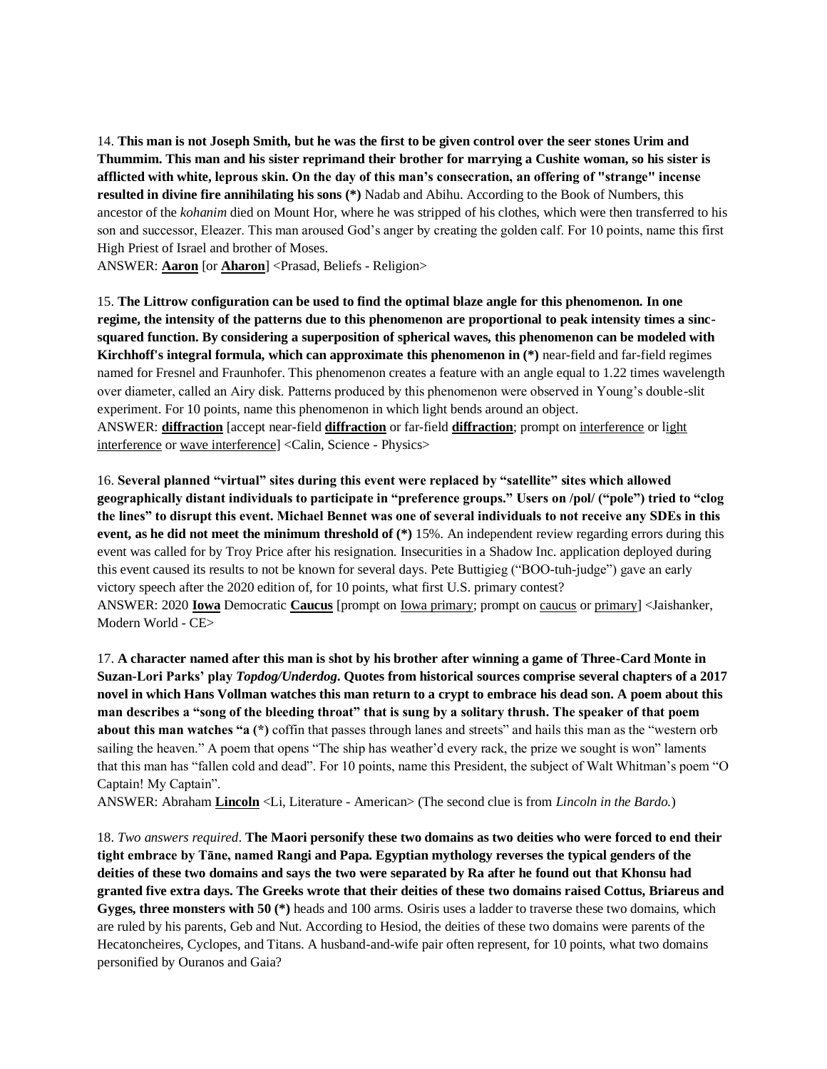14. **This man is not Joseph Smith, but he was the first to be given control over the seer stones Urim and Thummim. This man and his sister reprimand their brother for marrying a Cushite woman, so his sister is afflicted with white, leprous skin. On the day of this man's consecration, an offering of "strange" incense resulted in divine fire annihilating his sons (*)** Nadab and Abihu. According to the Book of Numbers, this ancestor of the *kohanim* died on Mount Hor, where he was stripped of his clothes, which were then transferred to his son and successor, Eleazer. This man aroused God's anger by creating the golden calf. For 10 points, name this first High Priest of Israel and brother of Moses.
ANSWER: **Aaron** [or **Aharon**] <Prasad, Beliefs - Religion>

15. **The Littrow configuration can be used to find the optimal blaze angle for this phenomenon. In one regime, the intensity of the patterns due to this phenomenon are proportional to peak intensity times a sinc-squared function. By considering a superposition of spherical waves, this phenomenon can be modeled with Kirchhoff's integral formula, which can approximate this phenomenon in (*)** near-field and far-field regimes named for Fresnel and Fraunhofer. This phenomenon creates a feature with an angle equal to 1.22 times wavelength over diameter, called an Airy disk. Patterns produced by this phenomenon were observed in Young's double-slit experiment. For 10 points, name this phenomenon in which light bends around an object.
ANSWER: **diffraction** [accept near-field **diffraction** or far-field **diffraction**; prompt on interference or light interference or wave interference] <Calin, Science - Physics>

16. **Several planned "virtual" sites during this event were replaced by "satellite" sites which allowed geographically distant individuals to participate in "preference groups." Users on /pol/ ("pole") tried to "clog the lines" to disrupt this event. Michael Bennet was one of several individuals to not receive any SDEs in this event, as he did not meet the minimum threshold of (*)** 15%. An independent review regarding errors during this event was called for by Troy Price after his resignation. Insecurities in a Shadow Inc. application deployed during this event caused its results to not be known for several days. Pete Buttigieg ("BOO-tuh-judge") gave an early victory speech after the 2020 edition of, for 10 points, what first U.S. primary contest?
ANSWER: 2020 **Iowa** Democratic **Caucus** [prompt on Iowa primary; prompt on caucus or primary] <Jaishanker, Modern World - CE>

17. **A character named after this man is shot by his brother after winning a game of Three-Card Monte in Suzan-Lori Parks' play *Topdog/Underdog*. Quotes from historical sources comprise several chapters of a 2017 novel in which Hans Vollman watches this man return to a crypt to embrace his dead son. A poem about this man describes a "song of the bleeding throat" that is sung by a solitary thrush. The speaker of that poem about this man watches "a (*)** coffin that passes through lanes and streets" and hails this man as the "western orb sailing the heaven." A poem that opens "The ship has weather'd every rack, the prize we sought is won" laments that this man has "fallen cold and dead". For 10 points, name this President, the subject of Walt Whitman's poem "O Captain! My Captain".
ANSWER: Abraham **Lincoln** <Li, Literature - American> (The second clue is from *Lincoln in the Bardo.*)

18. *Two answers required*. **The Maori personify these two domains as two deities who were forced to end their tight embrace by Tāne, named Rangi and Papa. Egyptian mythology reverses the typical genders of the deities of these two domains and says the two were separated by Ra after he found out that Khonsu had granted five extra days. The Greeks wrote that their deities of these two domains raised Cottus, Briareus and Gyges, three monsters with 50 (*)** heads and 100 arms. Osiris uses a ladder to traverse these two domains, which are ruled by his parents, Geb and Nut. According to Hesiod, the deities of these two domains were parents of the Hecatoncheires, Cyclopes, and Titans. A husband-and-wife pair often represent, for 10 points, what two domains personified by Ouranos and Gaia?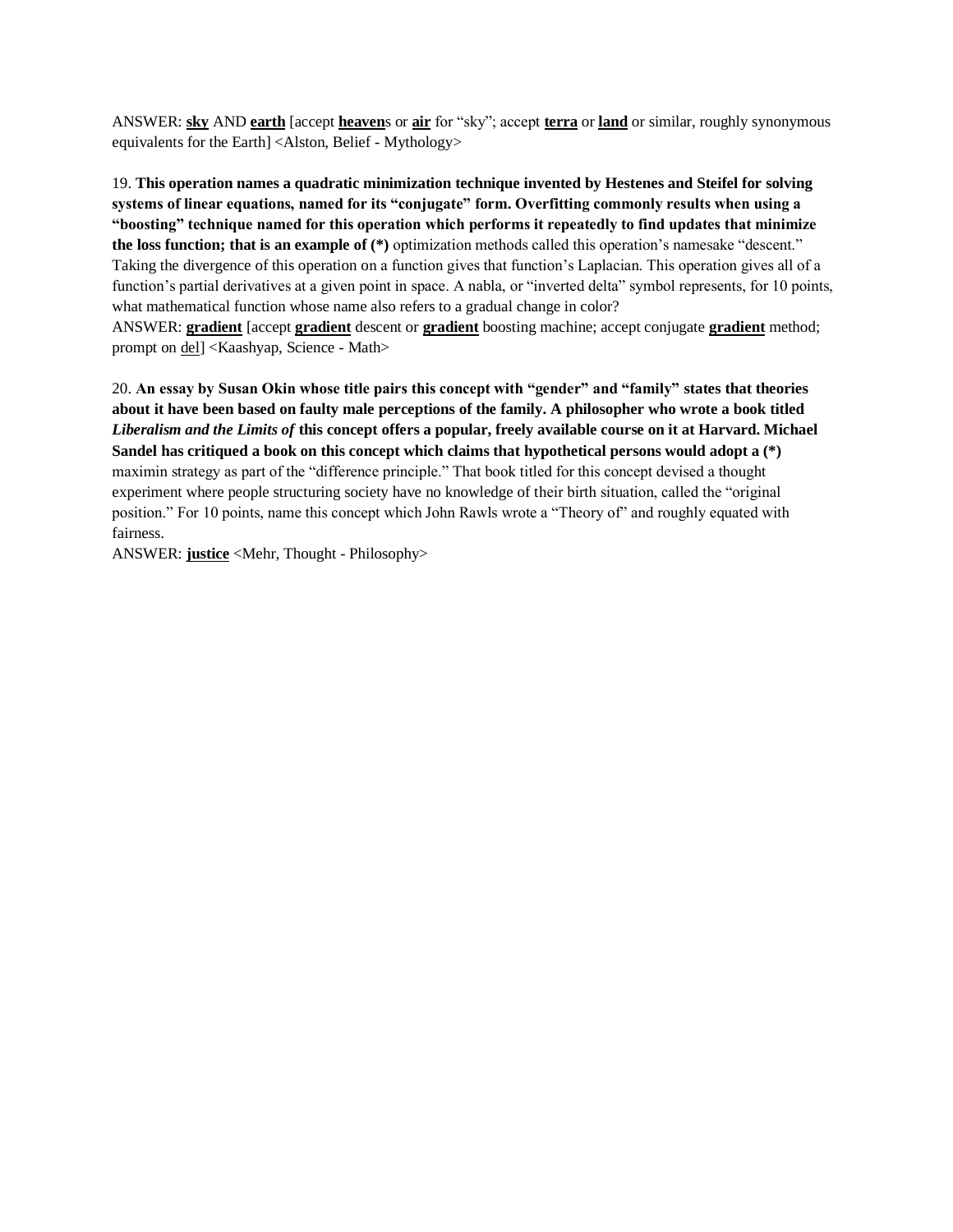ANSWER: **<u>sky</u>** AND **<u>earth</u>** [accept **<u>heaven</u>**s or **<u>air</u>** for "sky"; accept **<u>terra</u>** or **<u>land</u>** or similar, roughly synonymous equivalents for the Earth] <Alston, Belief - Mythology>

19. **This operation names a quadratic minimization technique invented by Hestenes and Steifel for solving systems of linear equations, named for its "conjugate" form. Overfitting commonly results when using a "boosting" technique named for this operation which performs it repeatedly to find updates that minimize the loss function; that is an example of (*)** optimization methods called this operation's namesake "descent." Taking the divergence of this operation on a function gives that function's Laplacian. This operation gives all of a function's partial derivatives at a given point in space. A nabla, or "inverted delta" symbol represents, for 10 points, what mathematical function whose name also refers to a gradual change in color?
ANSWER: **<u>gradient</u>** [accept **<u>gradient</u>** descent or **<u>gradient</u>** boosting machine; accept conjugate **<u>gradient</u>** method; prompt on <u>del</u>] <Kaashyap, Science - Math>

20. **An essay by Susan Okin whose title pairs this concept with "gender" and "family" states that theories about it have been based on faulty male perceptions of the family. A philosopher who wrote a book titled *Liberalism and the Limits of* this concept offers a popular, freely available course on it at Harvard. Michael Sandel has critiqued a book on this concept which claims that hypothetical persons would adopt a (*)** maximin strategy as part of the "difference principle." That book titled for this concept devised a thought experiment where people structuring society have no knowledge of their birth situation, called the "original position." For 10 points, name this concept which John Rawls wrote a "Theory of" and roughly equated with fairness.
ANSWER: **<u>justice</u>** <Mehr, Thought - Philosophy>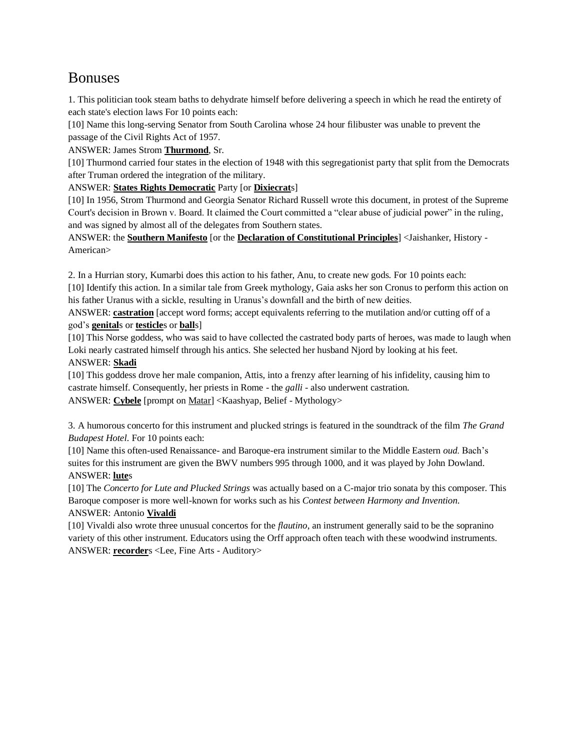# Bonuses

1. This politician took steam baths to dehydrate himself before delivering a speech in which he read the entirety of each state's election laws For 10 points each:

[10] Name this long-serving Senator from South Carolina whose 24 hour filibuster was unable to prevent the passage of the Civil Rights Act of 1957.

ANSWER: James Strom **Thurmond**, Sr.

[10] Thurmond carried four states in the election of 1948 with this segregationist party that split from the Democrats after Truman ordered the integration of the military.

ANSWER: **States Rights Democratic** Party [or **Dixiecrat**s]

[10] In 1956, Strom Thurmond and Georgia Senator Richard Russell wrote this document, in protest of the Supreme Court's decision in Brown v. Board. It claimed the Court committed a "clear abuse of judicial power" in the ruling, and was signed by almost all of the delegates from Southern states.

ANSWER: the **Southern Manifesto** [or the **Declaration of Constitutional Principles**] <Jaishanker, History - American>

2. In a Hurrian story, Kumarbi does this action to his father, Anu, to create new gods. For 10 points each:

[10] Identify this action. In a similar tale from Greek mythology, Gaia asks her son Cronus to perform this action on his father Uranus with a sickle, resulting in Uranus's downfall and the birth of new deities.

ANSWER: **castration** [accept word forms; accept equivalents referring to the mutilation and/or cutting off of a god's **genital**s or **testicle**s or **ball**s]

[10] This Norse goddess, who was said to have collected the castrated body parts of heroes, was made to laugh when Loki nearly castrated himself through his antics. She selected her husband Njord by looking at his feet.

ANSWER: **Skadi**

[10] This goddess drove her male companion, Attis, into a frenzy after learning of his infidelity, causing him to castrate himself. Consequently, her priests in Rome - the *galli* - also underwent castration.

ANSWER: **Cybele** [prompt on Matar] <Kaashyap, Belief - Mythology>

3. A humorous concerto for this instrument and plucked strings is featured in the soundtrack of the film *The Grand Budapest Hotel.* For 10 points each:

[10] Name this often-used Renaissance- and Baroque-era instrument similar to the Middle Eastern *oud.* Bach's suites for this instrument are given the BWV numbers 995 through 1000, and it was played by John Dowland.

ANSWER: **lute**s

[10] The *Concerto for Lute and Plucked Strings* was actually based on a C-major trio sonata by this composer. This Baroque composer is more well-known for works such as his *Contest between Harmony and Invention.*

ANSWER: Antonio **Vivaldi**

[10] Vivaldi also wrote three unusual concertos for the *flautino*, an instrument generally said to be the sopranino variety of this other instrument. Educators using the Orff approach often teach with these woodwind instruments.

ANSWER: **recorder**s <Lee, Fine Arts - Auditory>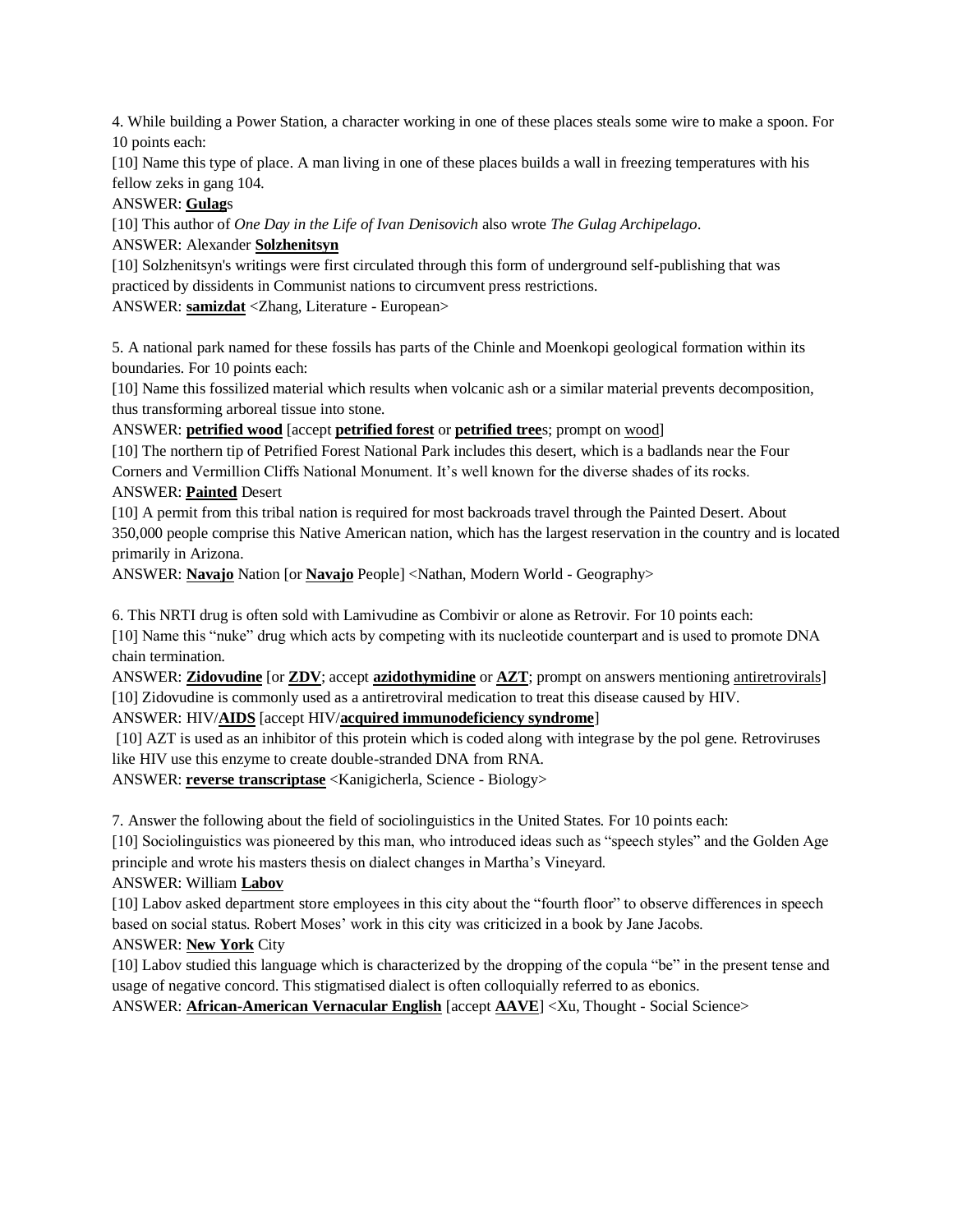4. While building a Power Station, a character working in one of these places steals some wire to make a spoon. For 10 points each:

[10] Name this type of place. A man living in one of these places builds a wall in freezing temperatures with his fellow zeks in gang 104.

ANSWER: **Gulag**s

[10] This author of *One Day in the Life of Ivan Denisovich* also wrote *The Gulag Archipelago*.

ANSWER: Alexander **Solzhenitsyn**

[10] Solzhenitsyn's writings were first circulated through this form of underground self-publishing that was practiced by dissidents in Communist nations to circumvent press restrictions.

ANSWER: **samizdat** <Zhang, Literature - European>

5. A national park named for these fossils has parts of the Chinle and Moenkopi geological formation within its boundaries. For 10 points each:

[10] Name this fossilized material which results when volcanic ash or a similar material prevents decomposition, thus transforming arboreal tissue into stone.

ANSWER: **petrified wood** [accept **petrified forest** or **petrified tree**s; prompt on wood]

[10] The northern tip of Petrified Forest National Park includes this desert, which is a badlands near the Four Corners and Vermillion Cliffs National Monument. It's well known for the diverse shades of its rocks.

ANSWER: **Painted** Desert

[10] A permit from this tribal nation is required for most backroads travel through the Painted Desert. About 350,000 people comprise this Native American nation, which has the largest reservation in the country and is located primarily in Arizona.

ANSWER: **Navajo** Nation [or **Navajo** People] <Nathan, Modern World - Geography>

6. This NRTI drug is often sold with Lamivudine as Combivir or alone as Retrovir. For 10 points each:

[10] Name this "nuke" drug which acts by competing with its nucleotide counterpart and is used to promote DNA chain termination.

ANSWER: **Zidovudine** [or **ZDV**; accept **azidothymidine** or **AZT**; prompt on answers mentioning antiretrovirals]

[10] Zidovudine is commonly used as a antiretroviral medication to treat this disease caused by HIV.

ANSWER: HIV/**AIDS** [accept HIV/**acquired immunodeficiency syndrome**]

[10] AZT is used as an inhibitor of this protein which is coded along with integrase by the pol gene. Retroviruses like HIV use this enzyme to create double-stranded DNA from RNA.

ANSWER: **reverse transcriptase** <Kanigicherla, Science - Biology>

7. Answer the following about the field of sociolinguistics in the United States. For 10 points each:

[10] Sociolinguistics was pioneered by this man, who introduced ideas such as "speech styles" and the Golden Age principle and wrote his masters thesis on dialect changes in Martha's Vineyard.

ANSWER: William **Labov**

[10] Labov asked department store employees in this city about the "fourth floor" to observe differences in speech based on social status. Robert Moses' work in this city was criticized in a book by Jane Jacobs.

ANSWER: **New York** City

[10] Labov studied this language which is characterized by the dropping of the copula "be" in the present tense and usage of negative concord. This stigmatised dialect is often colloquially referred to as ebonics.

ANSWER: **African-American Vernacular English** [accept **AAVE**] <Xu, Thought - Social Science>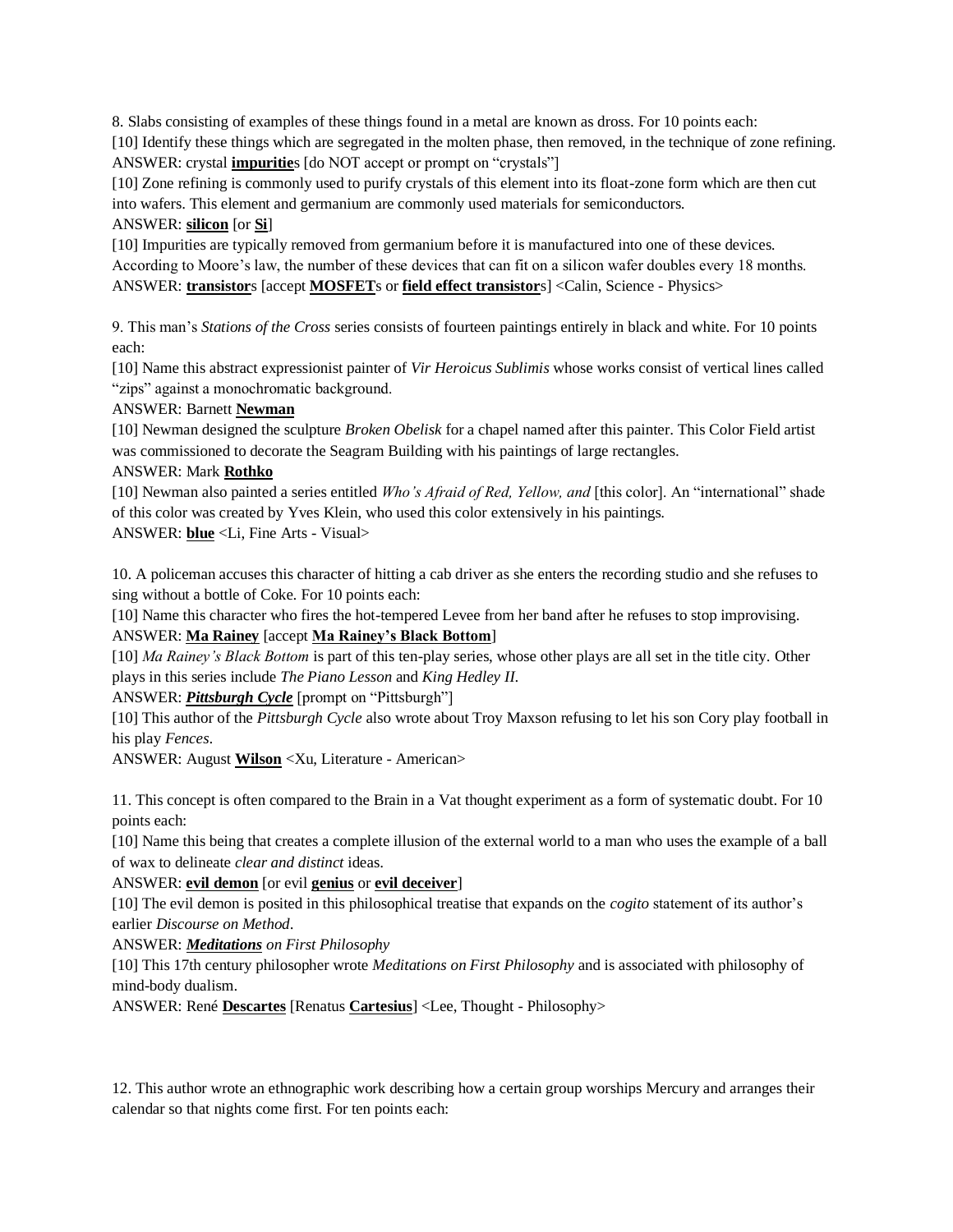8. Slabs consisting of examples of these things found in a metal are known as dross. For 10 points each:

[10] Identify these things which are segregated in the molten phase, then removed, in the technique of zone refining.

ANSWER: crystal **impuritie**s [do NOT accept or prompt on "crystals"]

[10] Zone refining is commonly used to purify crystals of this element into its float-zone form which are then cut into wafers. This element and germanium are commonly used materials for semiconductors.

ANSWER: **silicon** [or **Si**]

[10] Impurities are typically removed from germanium before it is manufactured into one of these devices. According to Moore's law, the number of these devices that can fit on a silicon wafer doubles every 18 months.

ANSWER: **transistor**s [accept **MOSFET**s or **field effect transistor**s] <Calin, Science - Physics>

9. This man's *Stations of the Cross* series consists of fourteen paintings entirely in black and white. For 10 points each:

[10] Name this abstract expressionist painter of *Vir Heroicus Sublimis* whose works consist of vertical lines called "zips" against a monochromatic background.

ANSWER: Barnett **Newman**

[10] Newman designed the sculpture *Broken Obelisk* for a chapel named after this painter. This Color Field artist was commissioned to decorate the Seagram Building with his paintings of large rectangles.

ANSWER: Mark **Rothko**

[10] Newman also painted a series entitled *Who's Afraid of Red, Yellow, and* [this color]. An "international" shade of this color was created by Yves Klein, who used this color extensively in his paintings.

ANSWER: **blue** <Li, Fine Arts - Visual>

10. A policeman accuses this character of hitting a cab driver as she enters the recording studio and she refuses to sing without a bottle of Coke. For 10 points each:

[10] Name this character who fires the hot-tempered Levee from her band after he refuses to stop improvising.

ANSWER: **Ma Rainey** [accept **Ma Rainey's Black Bottom**]

[10] *Ma Rainey's Black Bottom* is part of this ten-play series, whose other plays are all set in the title city. Other plays in this series include *The Piano Lesson* and *King Hedley II.*

ANSWER: ***Pittsburgh Cycle*** [prompt on "Pittsburgh"]

[10] This author of the *Pittsburgh Cycle* also wrote about Troy Maxson refusing to let his son Cory play football in his play *Fences*.

ANSWER: August **Wilson** <Xu, Literature - American>

11. This concept is often compared to the Brain in a Vat thought experiment as a form of systematic doubt. For 10 points each:

[10] Name this being that creates a complete illusion of the external world to a man who uses the example of a ball of wax to delineate *clear and distinct* ideas.

ANSWER: **evil demon** [or evil **genius** or **evil deceiver**]

[10] The evil demon is posited in this philosophical treatise that expands on the *cogito* statement of its author's earlier *Discourse on Method*.

ANSWER: ***Meditations*** *on First Philosophy*

[10] This 17th century philosopher wrote *Meditations on First Philosophy* and is associated with philosophy of mind-body dualism.

ANSWER: René **Descartes** [Renatus **Cartesius**] <Lee, Thought - Philosophy>

12. This author wrote an ethnographic work describing how a certain group worships Mercury and arranges their calendar so that nights come first. For ten points each: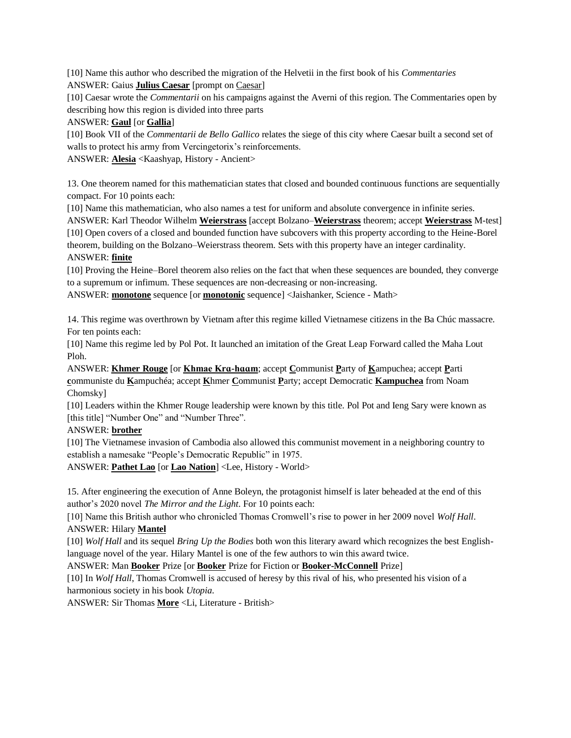[10] Name this author who described the migration of the Helvetii in the first book of his *Commentaries*
ANSWER: Gaius **Julius Caesar** [prompt on Caesar]

[10] Caesar wrote the *Commentarii* on his campaigns against the Averni of this region. The Commentaries open by describing how this region is divided into three parts
ANSWER: **Gaul** [or **Gallia**]

[10] Book VII of the *Commentarii de Bello Gallico* relates the siege of this city where Caesar built a second set of walls to protect his army from Vercingetorix's reinforcements.
ANSWER: **Alesia** <Kaashyap, History - Ancient>

13. One theorem named for this mathematician states that closed and bounded continuous functions are sequentially compact. For 10 points each:

[10] Name this mathematician, who also names a test for uniform and absolute convergence in infinite series.
ANSWER: Karl Theodor Wilhelm **Weierstrass** [accept Bolzano–**Weierstrass** theorem; accept **Weierstrass** M-test]

[10] Open covers of a closed and bounded function have subcovers with this property according to the Heine-Borel theorem, building on the Bolzano–Weierstrass theorem. Sets with this property have an integer cardinality.
ANSWER: **finite**

[10] Proving the Heine–Borel theorem also relies on the fact that when these sequences are bounded, they converge to a supremum or infimum. These sequences are non-decreasing or non-increasing.
ANSWER: **monotone** sequence [or **monotonic** sequence] <Jaishanker, Science - Math>

14. This regime was overthrown by Vietnam after this regime killed Vietnamese citizens in the Ba Chúc massacre. For ten points each:

[10] Name this regime led by Pol Pot. It launched an imitation of the Great Leap Forward called the Maha Lout Ploh.
ANSWER: **Khmer Rouge** [or **Khmae Krɑ-hɑɑm**; accept **C**ommunist **P**arty of **K**ampuchea; accept **P**arti **c**ommuniste du **K**ampuchéa; accept **K**hmer **C**ommunist **P**arty; accept Democratic **Kampuchea** from Noam Chomsky]

[10] Leaders within the Khmer Rouge leadership were known by this title. Pol Pot and Ieng Sary were known as [this title] "Number One" and "Number Three".
ANSWER: **brother**

[10] The Vietnamese invasion of Cambodia also allowed this communist movement in a neighboring country to establish a namesake "People's Democratic Republic" in 1975.
ANSWER: **Pathet Lao** [or **Lao Nation**] <Lee, History - World>

15. After engineering the execution of Anne Boleyn, the protagonist himself is later beheaded at the end of this author's 2020 novel *The Mirror and the Light*. For 10 points each:

[10] Name this British author who chronicled Thomas Cromwell's rise to power in her 2009 novel *Wolf Hall*.
ANSWER: Hilary **Mantel**

[10] *Wolf Hall* and its sequel *Bring Up the Bodies* both won this literary award which recognizes the best English-language novel of the year. Hilary Mantel is one of the few authors to win this award twice.
ANSWER: Man **Booker** Prize [or **Booker** Prize for Fiction or **Booker-McConnell** Prize]

[10] In *Wolf Hall*, Thomas Cromwell is accused of heresy by this rival of his, who presented his vision of a harmonious society in his book *Utopia*.
ANSWER: Sir Thomas **More** <Li, Literature - British>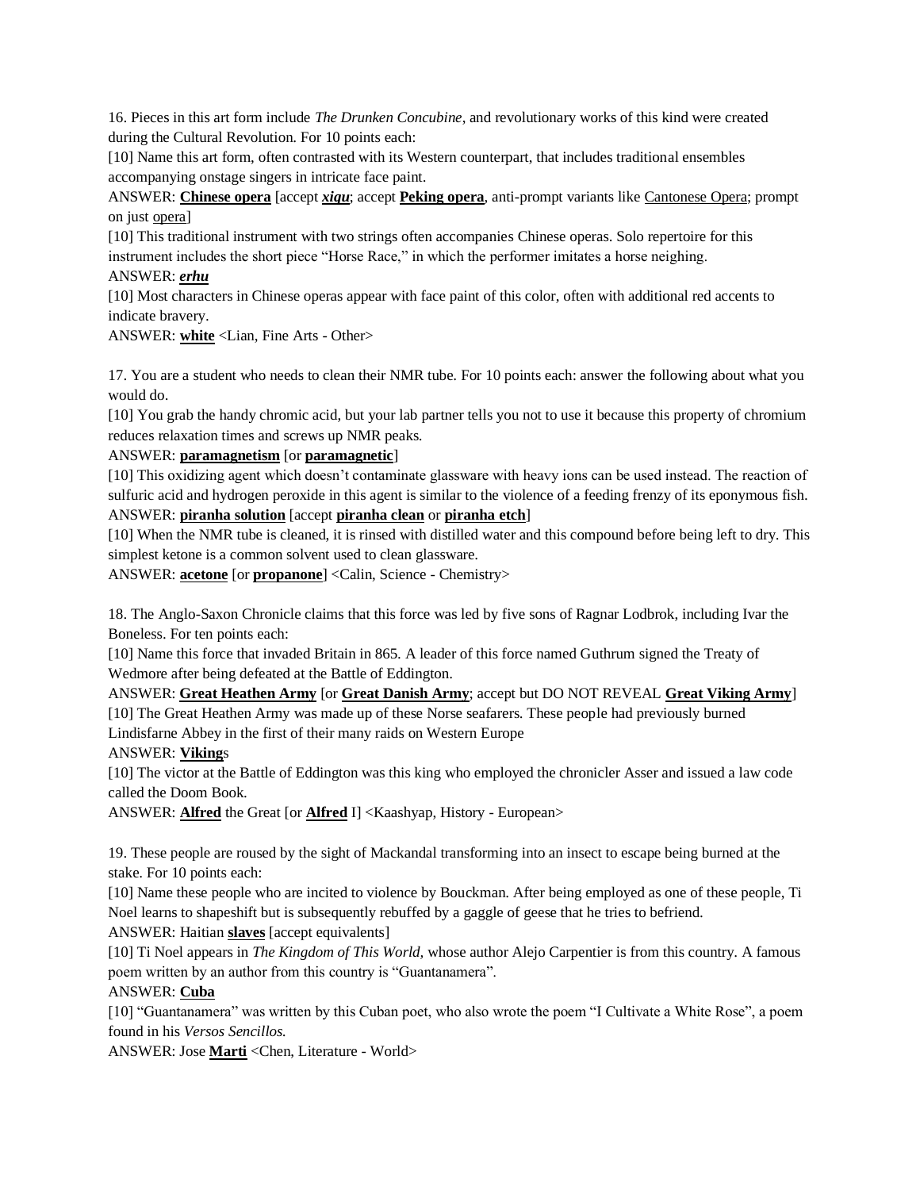16. Pieces in this art form include *The Drunken Concubine*, and revolutionary works of this kind were created during the Cultural Revolution. For 10 points each:

[10] Name this art form, often contrasted with its Western counterpart, that includes traditional ensembles accompanying onstage singers in intricate face paint.

ANSWER: **Chinese opera** [accept ***xiqu***; accept **Peking opera**, anti-prompt variants like Cantonese Opera; prompt on just opera]

[10] This traditional instrument with two strings often accompanies Chinese operas. Solo repertoire for this instrument includes the short piece "Horse Race," in which the performer imitates a horse neighing.

ANSWER: ***erhu***

[10] Most characters in Chinese operas appear with face paint of this color, often with additional red accents to indicate bravery.

ANSWER: **white** <Lian, Fine Arts - Other>

17. You are a student who needs to clean their NMR tube. For 10 points each: answer the following about what you would do.

[10] You grab the handy chromic acid, but your lab partner tells you not to use it because this property of chromium reduces relaxation times and screws up NMR peaks.

ANSWER: **paramagnetism** [or **paramagnetic**]

[10] This oxidizing agent which doesn't contaminate glassware with heavy ions can be used instead. The reaction of sulfuric acid and hydrogen peroxide in this agent is similar to the violence of a feeding frenzy of its eponymous fish.

ANSWER: **piranha solution** [accept **piranha clean** or **piranha etch**]

[10] When the NMR tube is cleaned, it is rinsed with distilled water and this compound before being left to dry. This simplest ketone is a common solvent used to clean glassware.

ANSWER: **acetone** [or **propanone**] <Calin, Science - Chemistry>

18. The Anglo-Saxon Chronicle claims that this force was led by five sons of Ragnar Lodbrok, including Ivar the Boneless. For ten points each:

[10] Name this force that invaded Britain in 865. A leader of this force named Guthrum signed the Treaty of Wedmore after being defeated at the Battle of Eddington.

ANSWER: **Great Heathen Army** [or **Great Danish Army**; accept but DO NOT REVEAL **Great Viking Army**]

[10] The Great Heathen Army was made up of these Norse seafarers. These people had previously burned Lindisfarne Abbey in the first of their many raids on Western Europe

ANSWER: **Viking**s

[10] The victor at the Battle of Eddington was this king who employed the chronicler Asser and issued a law code called the Doom Book.

ANSWER: **Alfred** the Great [or **Alfred** I] <Kaashyap, History - European>

19. These people are roused by the sight of Mackandal transforming into an insect to escape being burned at the stake. For 10 points each:

[10] Name these people who are incited to violence by Bouckman. After being employed as one of these people, Ti Noel learns to shapeshift but is subsequently rebuffed by a gaggle of geese that he tries to befriend.

ANSWER: Haitian **slaves** [accept equivalents]

[10] Ti Noel appears in *The Kingdom of This World,* whose author Alejo Carpentier is from this country. A famous poem written by an author from this country is "Guantanamera".

ANSWER: **Cuba**

[10] "Guantanamera" was written by this Cuban poet, who also wrote the poem "I Cultivate a White Rose", a poem found in his *Versos Sencillos.*

ANSWER: Jose **Marti** <Chen, Literature - World>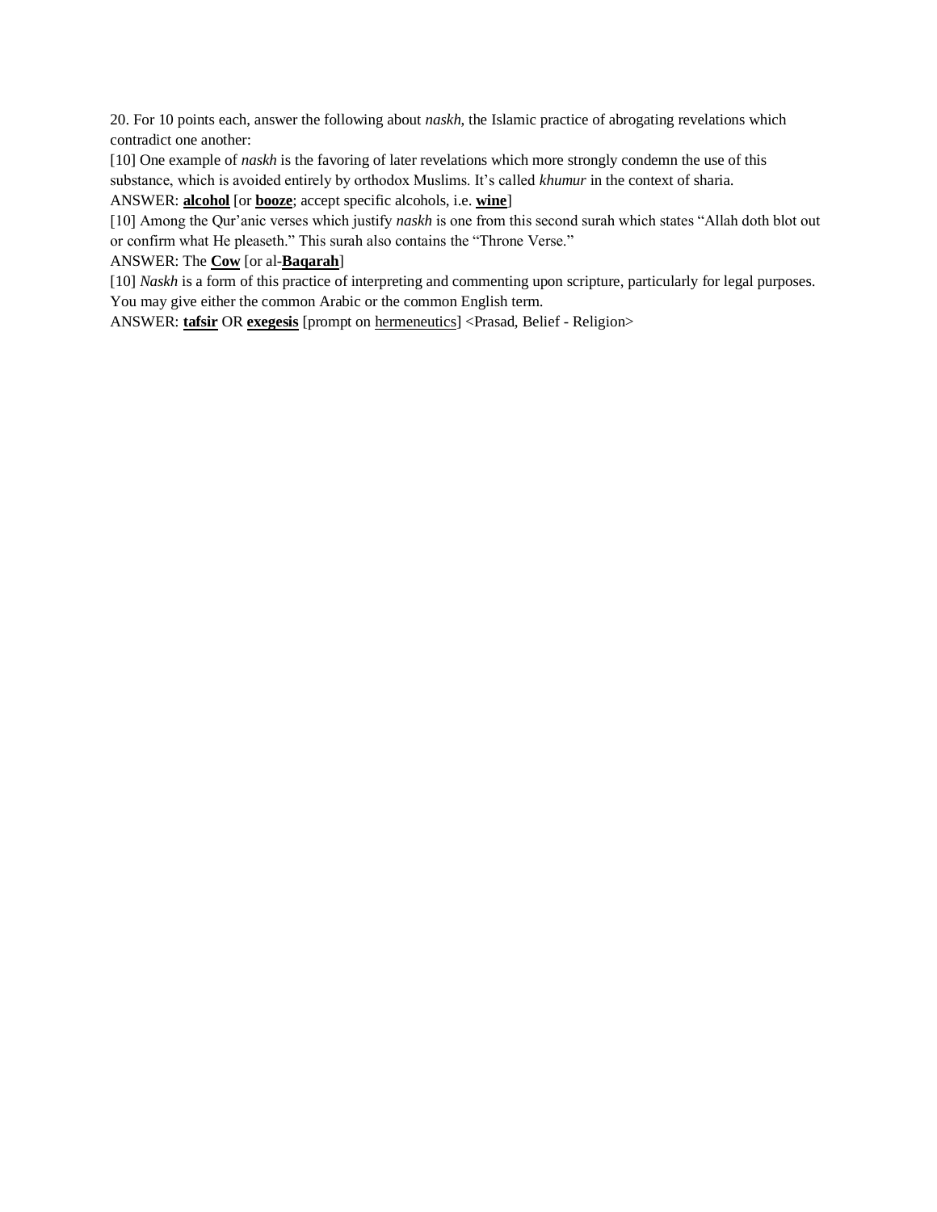20. For 10 points each, answer the following about *naskh*, the Islamic practice of abrogating revelations which contradict one another:

[10] One example of *naskh* is the favoring of later revelations which more strongly condemn the use of this substance, which is avoided entirely by orthodox Muslims. It's called *khumur* in the context of sharia.

ANSWER: **alcohol** [or **booze**; accept specific alcohols, i.e. **wine**]

[10] Among the Qur'anic verses which justify *naskh* is one from this second surah which states "Allah doth blot out or confirm what He pleaseth." This surah also contains the "Throne Verse."

ANSWER: The **Cow** [or al-**Baqarah**]

[10] *Naskh* is a form of this practice of interpreting and commenting upon scripture, particularly for legal purposes. You may give either the common Arabic or the common English term.

ANSWER: **tafsir** OR **exegesis** [prompt on hermeneutics] <Prasad, Belief - Religion>